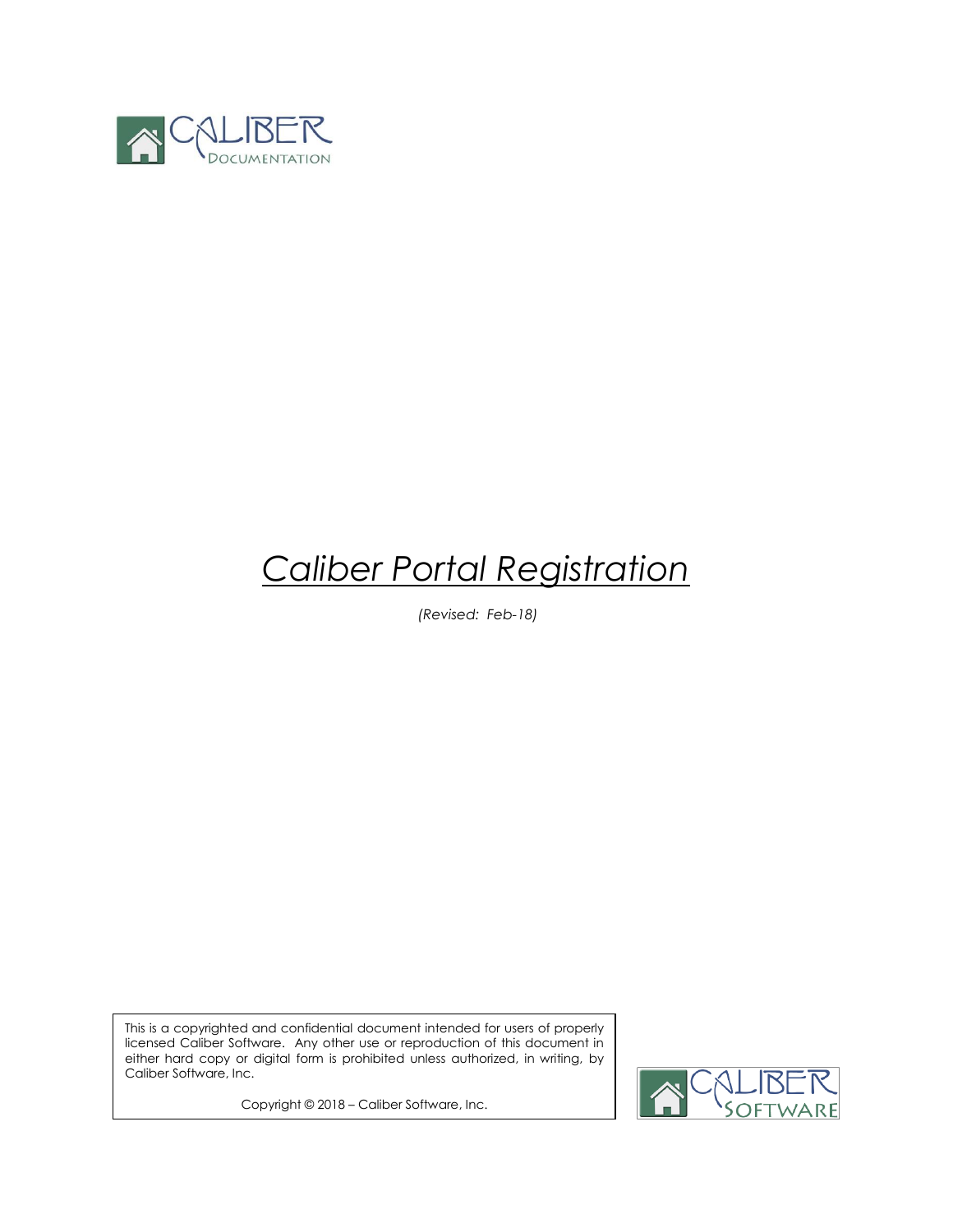# *Caliber Portal Registration*

*(Revised: Feb-18)*

This is a copyrighted and confidential document intended for users of properly licensed Caliber Software. Any other use or reproduction of this document in either hard copy or digital form is prohibited unless authorized, in writing, by Caliber Software, Inc.

Copyright © 2018 – Caliber Software, Inc.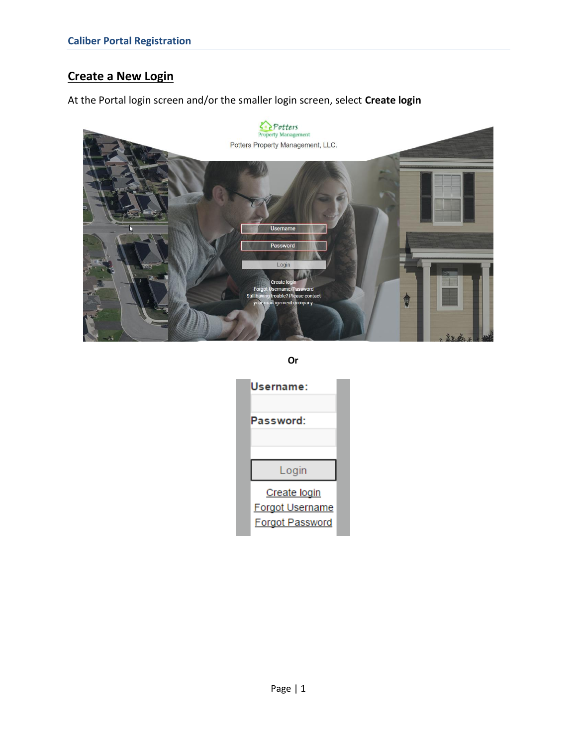## Create a New Login

At the Portal login screen and/or the smaller login screen, select **Create login**

**Or**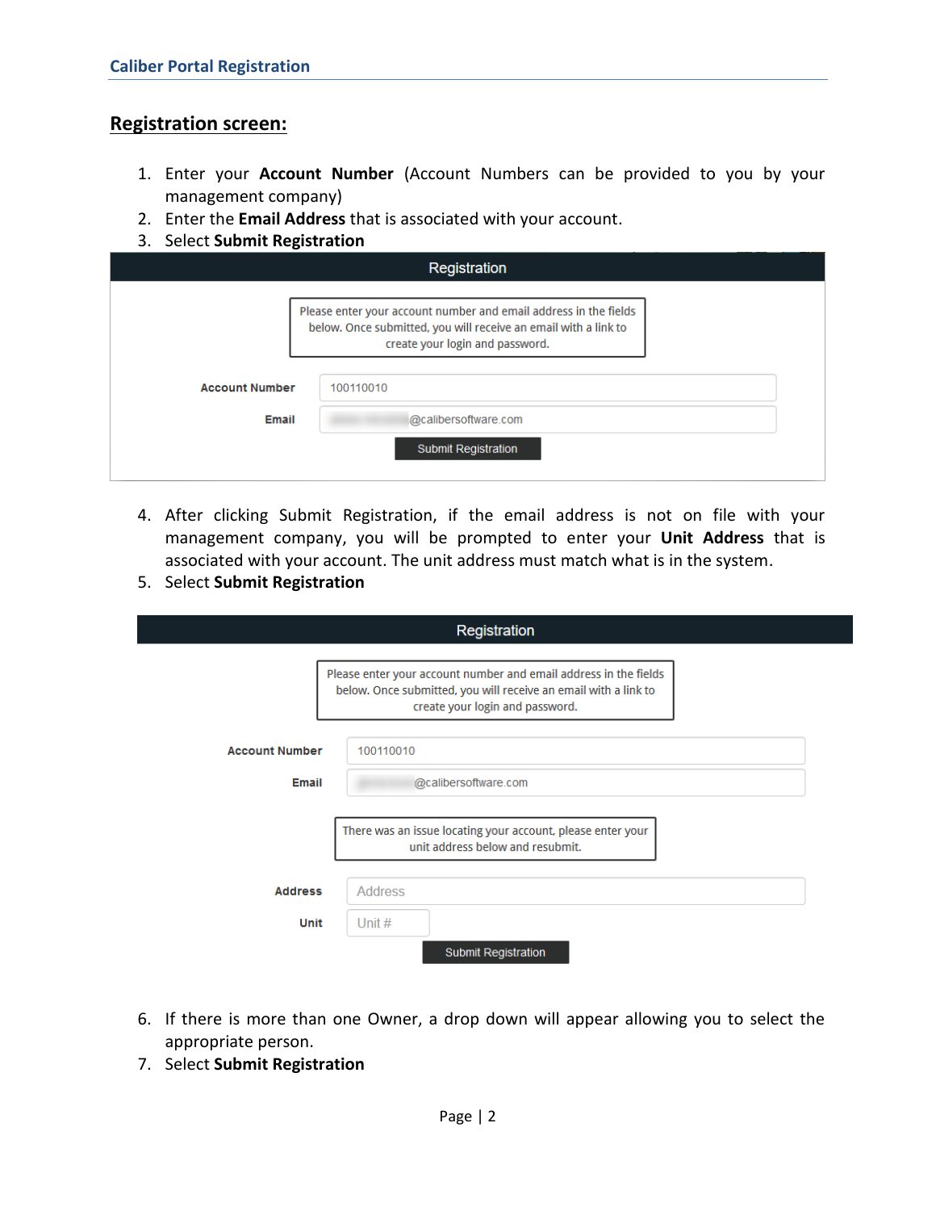## Registration screen:

1. Enter your **Account Number** (Account Numbers can be provided to you by your management company)
2. Enter the **Email Address** that is associated with your account.
3. Select **Submit Registration**

Registration

Please enter your account number and email address in the fields below. Once submitted, you will receive an email with a link to create your login and password.

Account Number: 100110010

Email: @calibersoftware.com

Submit Registration

4. After clicking Submit Registration, if the email address is not on file with your management company, you will be prompted to enter your **Unit Address** that is associated with your account. The unit address must match what is in the system.
5. Select **Submit Registration**

Registration

Please enter your account number and email address in the fields below. Once submitted, you will receive an email with a link to create your login and password.

Account Number: 100110010

Email: @calibersoftware.com

There was an issue locating your account, please enter your unit address below and resubmit.

Address: Address

Unit: Unit #

Submit Registration

6. If there is more than one Owner, a drop down will appear allowing you to select the appropriate person.
7. Select **Submit Registration**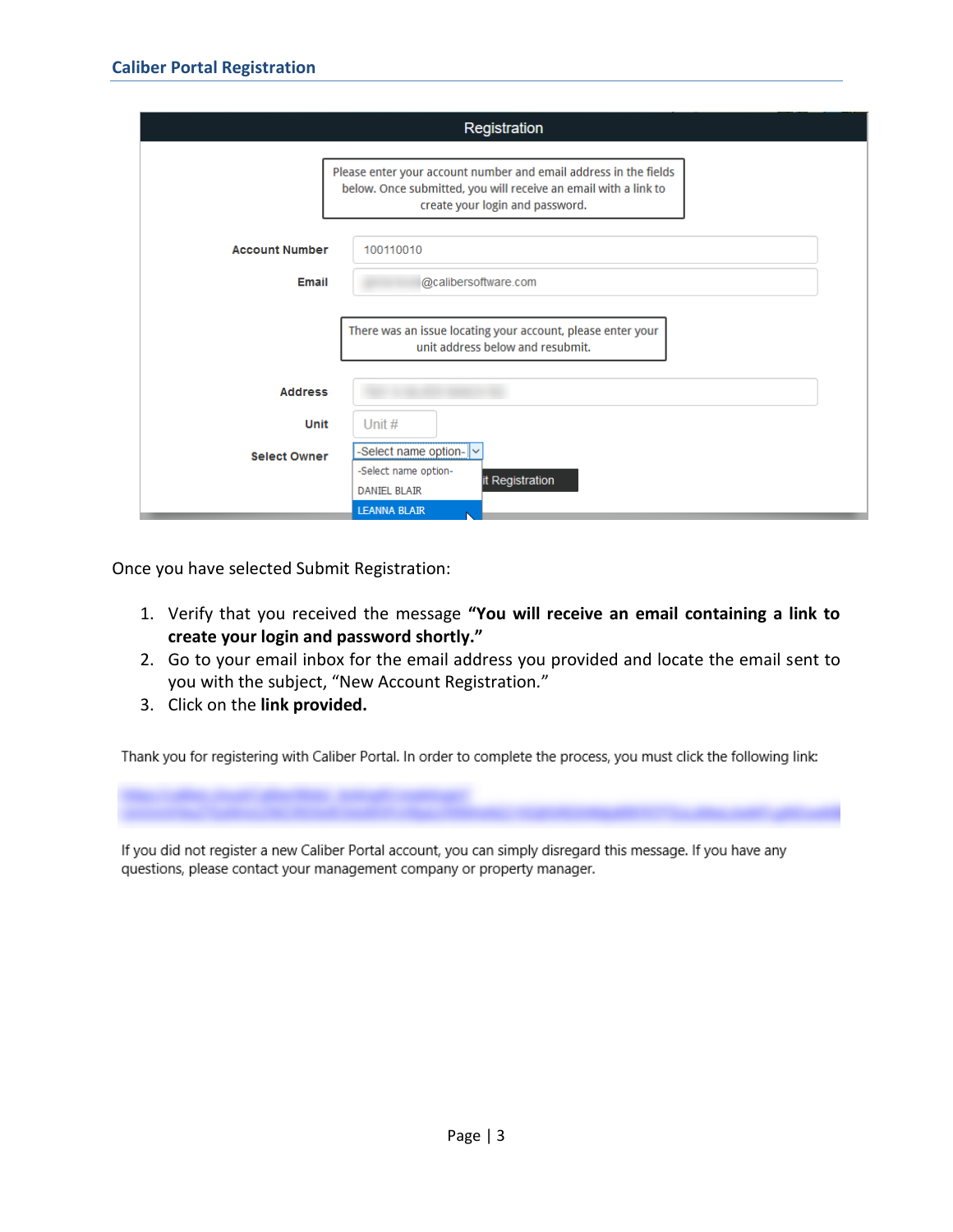Registration

Please enter your account number and email address in the fields below. Once submitted, you will receive an email with a link to create your login and password.

Account Number: 100110010

Email: @calibersoftware.com

There was an issue locating your account, please enter your unit address below and resubmit.

Address

Unit: Unit #

Select Owner: -Select name option-
- -Select name option-
- DANIEL BLAIR
- LEANNA BLAIR

it Registration

Once you have selected Submit Registration:

1. Verify that you received the message **"You will receive an email containing a link to create your login and password shortly."**
2. Go to your email inbox for the email address you provided and locate the email sent to you with the subject, "New Account Registration."
3. Click on the **link provided.**

Thank you for registering with Caliber Portal. In order to complete the process, you must click the following link:

If you did not register a new Caliber Portal account, you can simply disregard this message. If you have any questions, please contact your management company or property manager.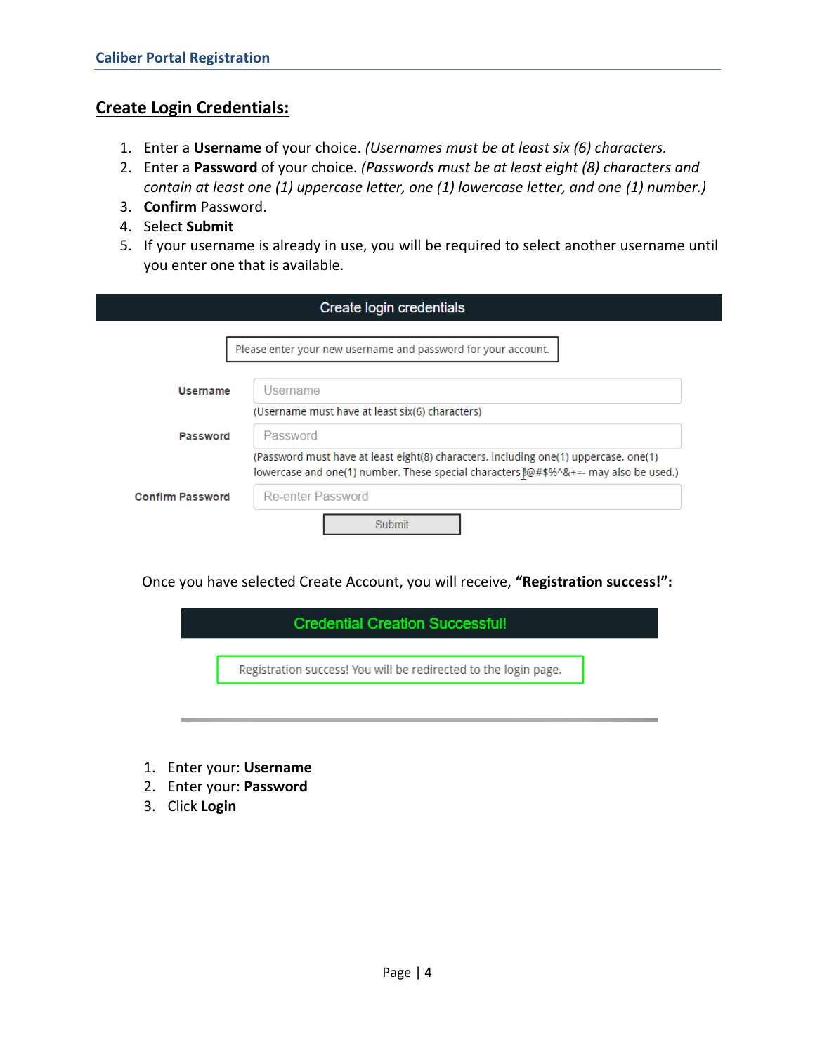## Create Login Credentials:

1. Enter a **Username** of your choice. *(Usernames must be at least six (6) characters.*
2. Enter a **Password** of your choice. *(Passwords must be at least eight (8) characters and contain at least one (1) uppercase letter, one (1) lowercase letter, and one (1) number.)*
3. **Confirm** Password.
4. Select **Submit**
5. If your username is already in use, you will be required to select another username until you enter one that is available.

Create login credentials

Please enter your new username and password for your account.

Username: Username
(Username must have at least six(6) characters)

Password: Password
(Password must have at least eight(8) characters, including one(1) uppercase, one(1) lowercase and one(1) number. These special characters !@#$%^&+=- may also be used.)

Confirm Password: Re-enter Password

Submit

Once you have selected Create Account, you will receive, **"Registration success!":**

Credential Creation Successful!

Registration success! You will be redirected to the login page.

1. Enter your: **Username**
2. Enter your: **Password**
3. Click **Login**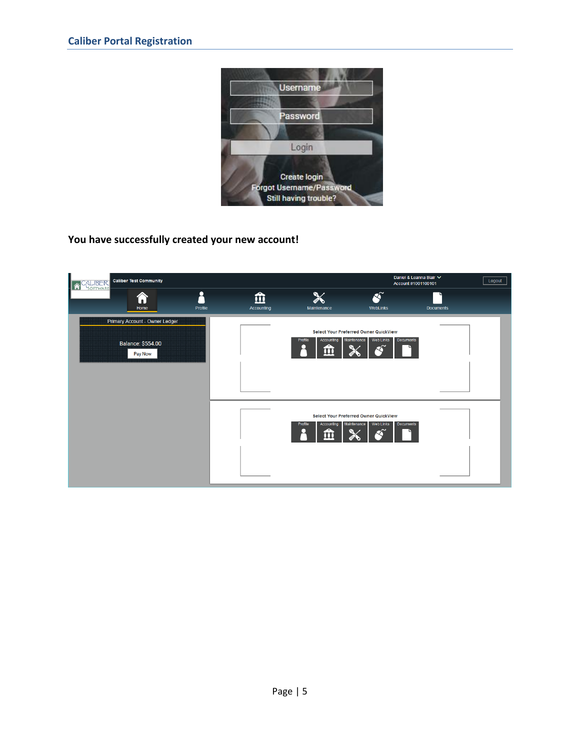Username

Password

Login

Create login
Forgot Username/Password
Still having trouble?

**You have successfully created your new account!**

Caliber Test Community

Daniel & Leanna Blair
Account #1001100101

Logout

Home | Profile | Accounting | Maintenance | WebLinks | Documents

Primary Account - Owner Ledger

Balance: $554.00

Pay Now

Select Your Preferred Owner QuickView

Profile | Accounting | Maintenance | Web Links | Documents

Select Your Preferred Owner QuickView

Profile | Accounting | Maintenance | Web Links | Documents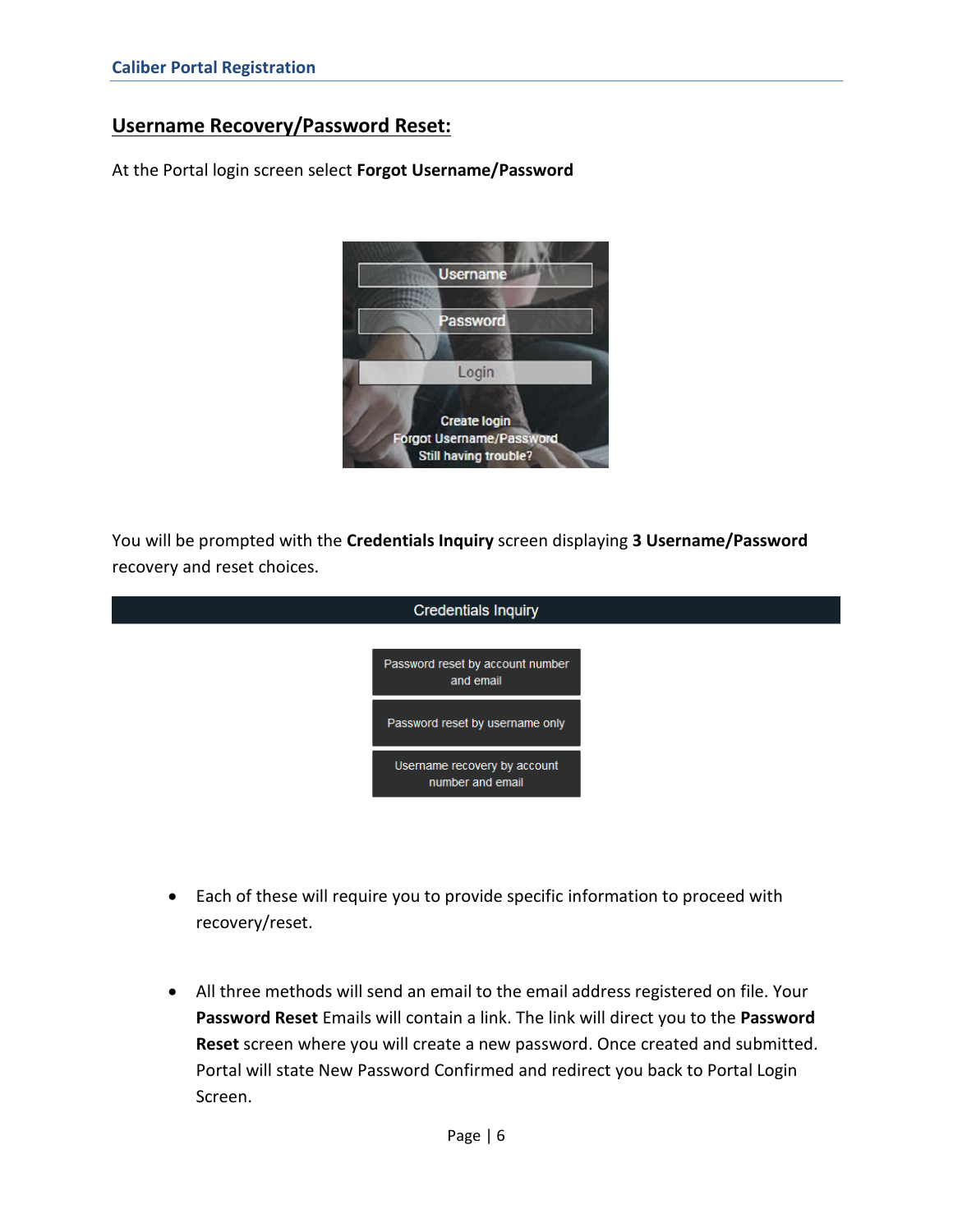## Username Recovery/Password Reset:

At the Portal login screen select **Forgot Username/Password**

Username

Password

Login

Create login
Forgot Username/Password
Still having trouble?

You will be prompted with the **Credentials Inquiry** screen displaying **3 Username/Password** recovery and reset choices.

Credentials Inquiry

Password reset by account number and email

Password reset by username only

Username recovery by account number and email

- Each of these will require you to provide specific information to proceed with recovery/reset.

- All three methods will send an email to the email address registered on file. Your **Password Reset** Emails will contain a link. The link will direct you to the **Password Reset** screen where you will create a new password. Once created and submitted. Portal will state New Password Confirmed and redirect you back to Portal Login Screen.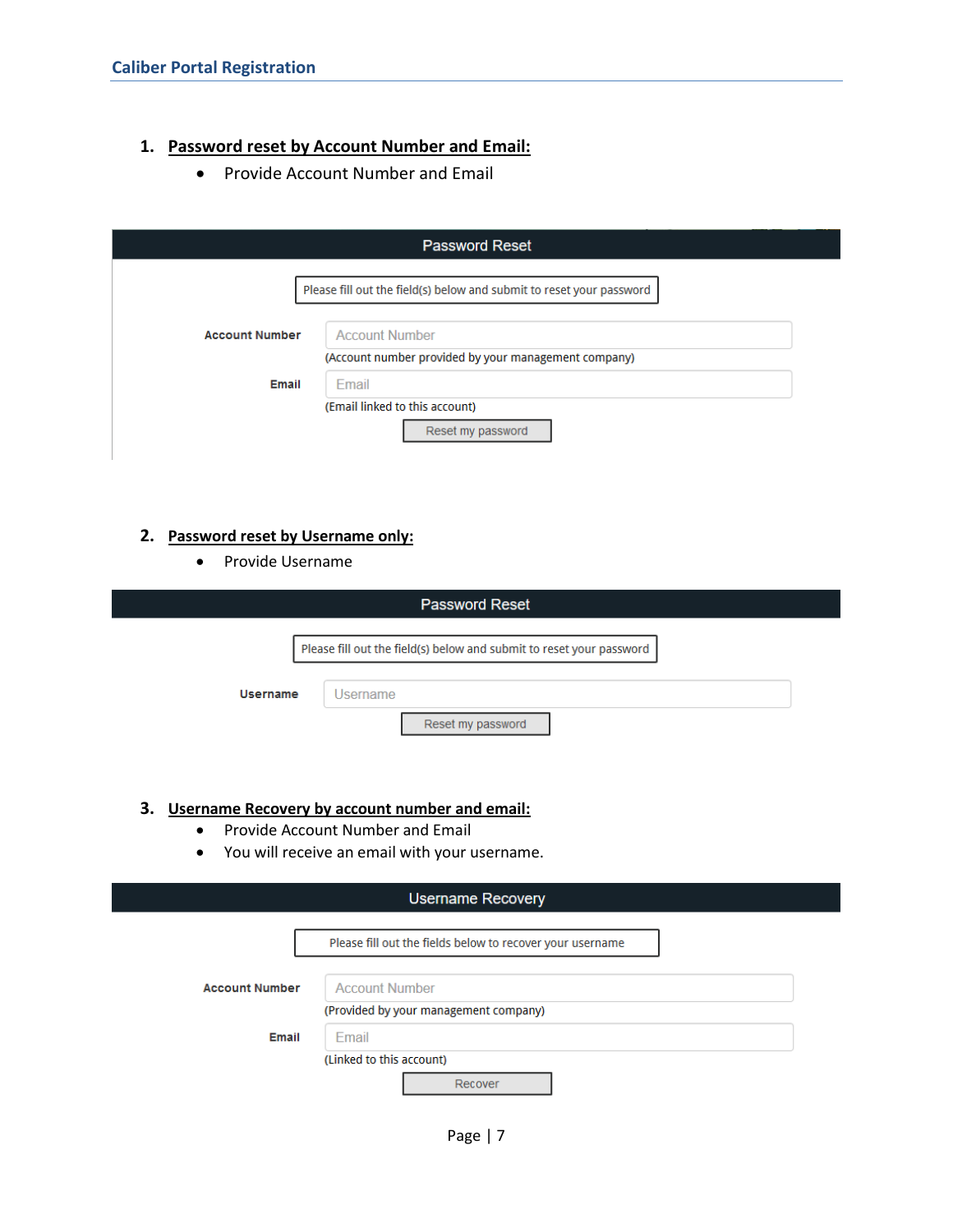1. **Password reset by Account Number and Email:**
    - Provide Account Number and Email

**Password Reset**

Please fill out the field(s) below and submit to reset your password

**Account Number** Account Number
(Account number provided by your management company)

**Email** Email
(Email linked to this account)

Reset my password

2. **Password reset by Username only:**
    - Provide Username

**Password Reset**

Please fill out the field(s) below and submit to reset your password

**Username** Username

Reset my password

3. **Username Recovery by account number and email:**
    - Provide Account Number and Email
    - You will receive an email with your username.

**Username Recovery**

Please fill out the fields below to recover your username

**Account Number** Account Number
(Provided by your management company)

**Email** Email
(Linked to this account)

Recover